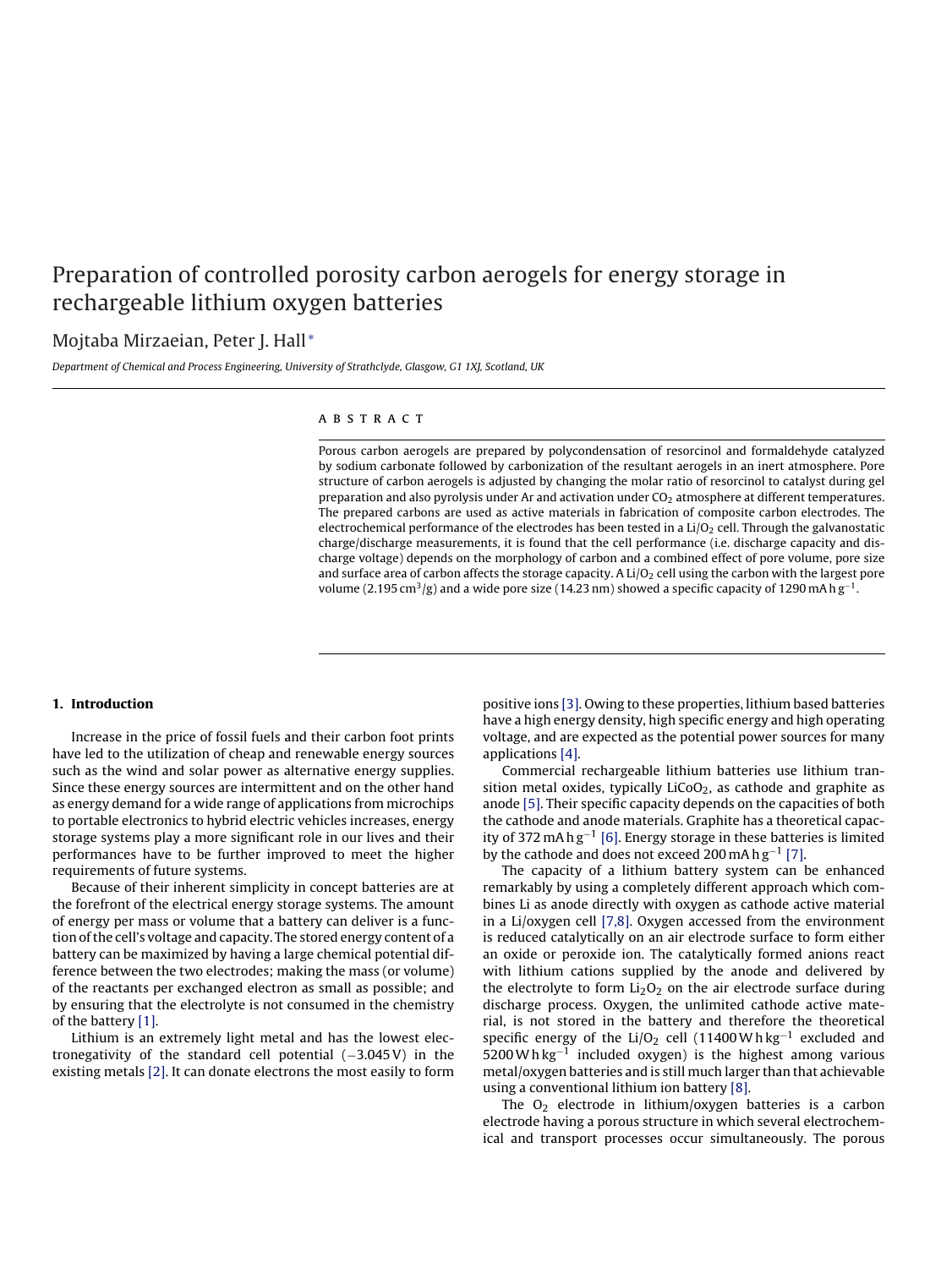# Preparation of controlled porosity carbon aerogels for energy storage in rechargeable lithium oxygen batteries

Mojtaba Mirzaeian, Peter J. Hall*

*Department of Chemical and Process Engineering, University of Strathclyde, Glasgow, G1 1XJ, Scotland, UK*

## ABSTRACT

Porous carbon aerogels are prepared by polycondensation of resorcinol and formaldehyde catalyzed by sodium carbonate followed by carbonization of the resultant aerogels in an inert atmosphere. Pore structure of carbon aerogels is adjusted by changing the molar ratio of resorcinol to catalyst during gel preparation and also pyrolysis under Ar and activation under $CO_2$ atmosphere at different temperatures. The prepared carbons are used as active materials in fabrication of composite carbon electrodes. The electrochemical performance of the electrodes has been tested in a $Li/O_2$ cell. Through the galvanostatic charge/discharge measurements, it is found that the cell performance (i.e. discharge capacity and discharge voltage) depends on the morphology of carbon and a combined effect of pore volume, pore size and surface area of carbon affects the storage capacity. A $Li/O_2$ cell using the carbon with the largest pore volume (2.195 $cm^3/g$) and a wide pore size (14.23 nm) showed a specific capacity of 1290 $mA\,h\,g^{-1}$.

## 1. Introduction

Increase in the price of fossil fuels and their carbon foot prints have led to the utilization of cheap and renewable energy sources such as the wind and solar power as alternative energy supplies. Since these energy sources are intermittent and on the other hand as energy demand for a wide range of applications from microchips to portable electronics to hybrid electric vehicles increases, energy storage systems play a more significant role in our lives and their performances have to be further improved to meet the higher requirements of future systems.

Because of their inherent simplicity in concept batteries are at the forefront of the electrical energy storage systems. The amount of energy per mass or volume that a battery can deliver is a function of the cell's voltage and capacity. The stored energy content of a battery can be maximized by having a large chemical potential difference between the two electrodes; making the mass (or volume) of the reactants per exchanged electron as small as possible; and by ensuring that the electrolyte is not consumed in the chemistry of the battery [1].

Lithium is an extremely light metal and has the lowest electronegativity of the standard cell potential (−3.045 V) in the existing metals [2]. It can donate electrons the most easily to form positive ions [3]. Owing to these properties, lithium based batteries have a high energy density, high specific energy and high operating voltage, and are expected as the potential power sources for many applications [4].

Commercial rechargeable lithium batteries use lithium transition metal oxides, typically $LiCoO_2$, as cathode and graphite as anode [5]. Their specific capacity depends on the capacities of both the cathode and anode materials. Graphite has a theoretical capacity of 372 $mA\,h\,g^{-1}$ [6]. Energy storage in these batteries is limited by the cathode and does not exceed 200 $mA\,h\,g^{-1}$ [7].

The capacity of a lithium battery system can be enhanced remarkably by using a completely different approach which combines Li as anode directly with oxygen as cathode active material in a Li/oxygen cell [7,8]. Oxygen accessed from the environment is reduced catalytically on an air electrode surface to form either an oxide or peroxide ion. The catalytically formed anions react with lithium cations supplied by the anode and delivered by the electrolyte to form $Li_2O_2$ on the air electrode surface during discharge process. Oxygen, the unlimited cathode active material, is not stored in the battery and therefore the theoretical specific energy of the $Li/O_2$ cell (11400 $W\,h\,kg^{-1}$ excluded and 5200 $W\,h\,kg^{-1}$ included oxygen) is the highest among various metal/oxygen batteries and is still much larger than that achievable using a conventional lithium ion battery [8].

The $O_2$ electrode in lithium/oxygen batteries is a carbon electrode having a porous structure in which several electrochemical and transport processes occur simultaneously. The porous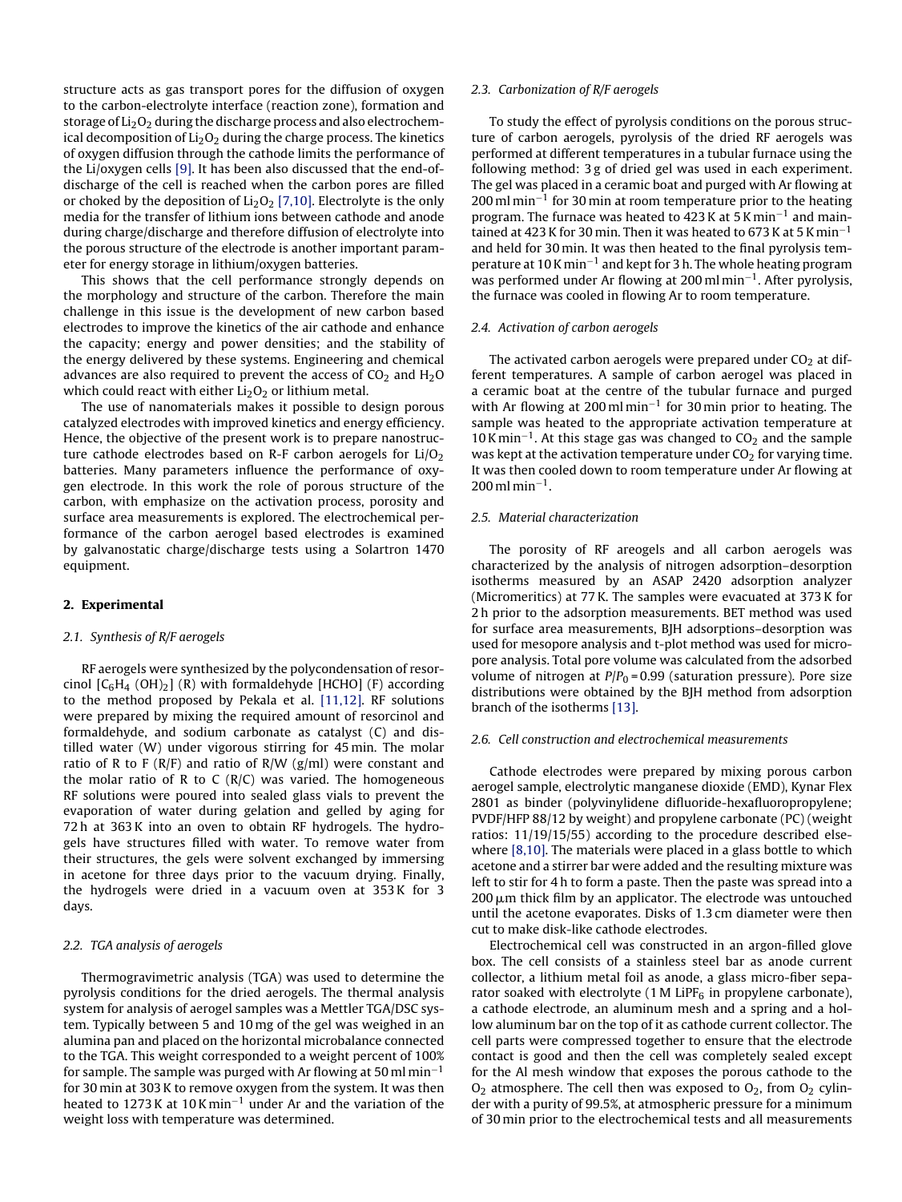structure acts as gas transport pores for the diffusion of oxygen to the carbon-electrolyte interface (reaction zone), formation and storage of $Li_2O_2$ during the discharge process and also electrochemical decomposition of $Li_2O_2$ during the charge process. The kinetics of oxygen diffusion through the cathode limits the performance of the Li/oxygen cells [9]. It has been also discussed that the end-of-discharge of the cell is reached when the carbon pores are filled or choked by the deposition of $Li_2O_2$ [7,10]. Electrolyte is the only media for the transfer of lithium ions between cathode and anode during charge/discharge and therefore diffusion of electrolyte into the porous structure of the electrode is another important parameter for energy storage in lithium/oxygen batteries.

This shows that the cell performance strongly depends on the morphology and structure of the carbon. Therefore the main challenge in this issue is the development of new carbon based electrodes to improve the kinetics of the air cathode and enhance the capacity; energy and power densities; and the stability of the energy delivered by these systems. Engineering and chemical advances are also required to prevent the access of $CO_2$ and $H_2O$ which could react with either $Li_2O_2$ or lithium metal.

The use of nanomaterials makes it possible to design porous catalyzed electrodes with improved kinetics and energy efficiency. Hence, the objective of the present work is to prepare nanostructure cathode electrodes based on R-F carbon aerogels for $Li/O_2$ batteries. Many parameters influence the performance of oxygen electrode. In this work the role of porous structure of the carbon, with emphasize on the activation process, porosity and surface area measurements is explored. The electrochemical performance of the carbon aerogel based electrodes is examined by galvanostatic charge/discharge tests using a Solartron 1470 equipment.

## 2. Experimental

### 2.1. Synthesis of R/F aerogels

RF aerogels were synthesized by the polycondensation of resorcinol [$C_6H_4(OH)_2$] (R) with formaldehyde [HCHO] (F) according to the method proposed by Pekala et al. [11,12]. RF solutions were prepared by mixing the required amount of resorcinol and formaldehyde, and sodium carbonate as catalyst (C) and distilled water (W) under vigorous stirring for 45 min. The molar ratio of R to F (R/F) and ratio of R/W (g/ml) were constant and the molar ratio of R to C (R/C) was varied. The homogeneous RF solutions were poured into sealed glass vials to prevent the evaporation of water during gelation and gelled by aging for 72 h at 363 K into an oven to obtain RF hydrogels. The hydrogels have structures filled with water. To remove water from their structures, the gels were solvent exchanged by immersing in acetone for three days prior to the vacuum drying. Finally, the hydrogels were dried in a vacuum oven at 353 K for 3 days.

### 2.2. TGA analysis of aerogels

Thermogravimetric analysis (TGA) was used to determine the pyrolysis conditions for the dried aerogels. The thermal analysis system for analysis of aerogel samples was a Mettler TGA/DSC system. Typically between 5 and 10 mg of the gel was weighed in an alumina pan and placed on the horizontal microbalance connected to the TGA. This weight corresponded to a weight percent of 100% for sample. The sample was purged with Ar flowing at 50 ml $min^{-1}$ for 30 min at 303 K to remove oxygen from the system. It was then heated to 1273 K at 10 K $min^{-1}$ under Ar and the variation of the weight loss with temperature was determined.

### 2.3. Carbonization of R/F aerogels

To study the effect of pyrolysis conditions on the porous structure of carbon aerogels, pyrolysis of the dried RF aerogels was performed at different temperatures in a tubular furnace using the following method: 3 g of dried gel was used in each experiment. The gel was placed in a ceramic boat and purged with Ar flowing at 200 ml $min^{-1}$ for 30 min at room temperature prior to the heating program. The furnace was heated to 423 K at 5 K $min^{-1}$ and maintained at 423 K for 30 min. Then it was heated to 673 K at 5 K $min^{-1}$ and held for 30 min. It was then heated to the final pyrolysis temperature at 10 K $min^{-1}$ and kept for 3 h. The whole heating program was performed under Ar flowing at 200 ml $min^{-1}$. After pyrolysis, the furnace was cooled in flowing Ar to room temperature.

### 2.4. Activation of carbon aerogels

The activated carbon aerogels were prepared under $CO_2$ at different temperatures. A sample of carbon aerogel was placed in a ceramic boat at the centre of the tubular furnace and purged with Ar flowing at 200 ml $min^{-1}$ for 30 min prior to heating. The sample was heated to the appropriate activation temperature at 10 K $min^{-1}$. At this stage gas was changed to $CO_2$ and the sample was kept at the activation temperature under $CO_2$ for varying time. It was then cooled down to room temperature under Ar flowing at 200 ml $min^{-1}$.

### 2.5. Material characterization

The porosity of RF areogels and all carbon aerogels was characterized by the analysis of nitrogen adsorption–desorption isotherms measured by an ASAP 2420 adsorption analyzer (Micromeritics) at 77 K. The samples were evacuated at 373 K for 2 h prior to the adsorption measurements. BET method was used for surface area measurements, BJH adsorptions–desorption was used for mesopore analysis and t-plot method was used for micropore analysis. Total pore volume was calculated from the adsorbed volume of nitrogen at $P/P_0 = 0.99$ (saturation pressure). Pore size distributions were obtained by the BJH method from adsorption branch of the isotherms [13].

### 2.6. Cell construction and electrochemical measurements

Cathode electrodes were prepared by mixing porous carbon aerogel sample, electrolytic manganese dioxide (EMD), Kynar Flex 2801 as binder (polyvinylidene difluoride-hexafluoropropylene; PVDF/HFP 88/12 by weight) and propylene carbonate (PC) (weight ratios: 11/19/15/55) according to the procedure described elsewhere [8,10]. The materials were placed in a glass bottle to which acetone and a stirrer bar were added and the resulting mixture was left to stir for 4 h to form a paste. Then the paste was spread into a 200 μm thick film by an applicator. The electrode was untouched until the acetone evaporates. Disks of 1.3 cm diameter were then cut to make disk-like cathode electrodes.

Electrochemical cell was constructed in an argon-filled glove box. The cell consists of a stainless steel bar as anode current collector, a lithium metal foil as anode, a glass micro-fiber separator soaked with electrolyte (1 M $LiPF_6$ in propylene carbonate), a cathode electrode, an aluminum mesh and a spring and a hollow aluminum bar on the top of it as cathode current collector. The cell parts were compressed together to ensure that the electrode contact is good and then the cell was completely sealed except for the Al mesh window that exposes the porous cathode to the $O_2$ atmosphere. The cell then was exposed to $O_2$, from $O_2$ cylinder with a purity of 99.5%, at atmospheric pressure for a minimum of 30 min prior to the electrochemical tests and all measurements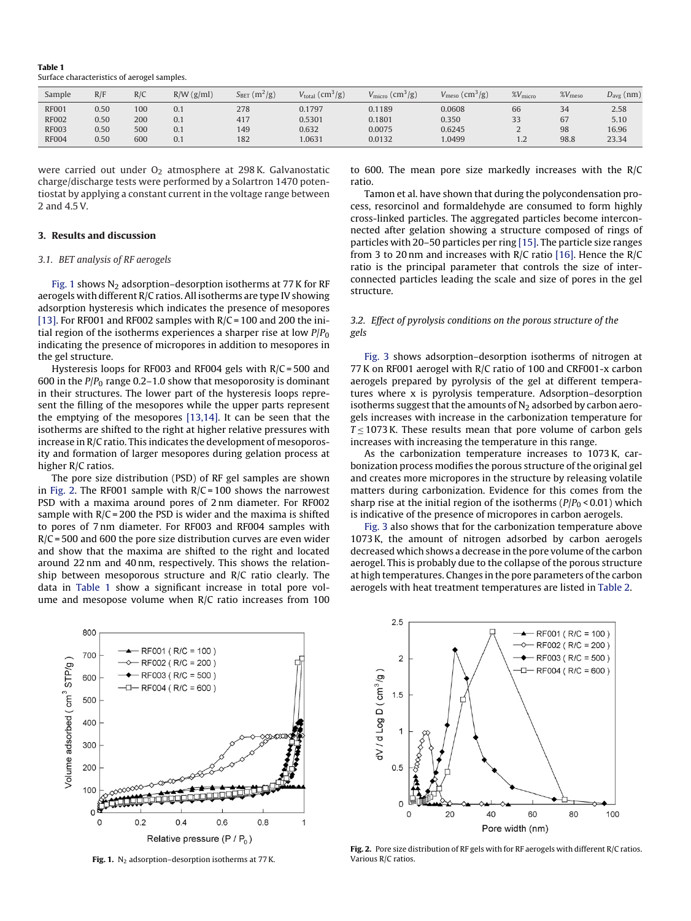**Table 1**
Surface characteristics of aerogel samples.

| Sample | R/F | R/C | R/W (g/ml) | $S_{BET}$ (m$^2$/g) | $V_{total}$ (cm$^3$/g) | $V_{micro}$ (cm$^3$/g) | $V_{meso}$ (cm$^3$/g) | $\%V_{micro}$ | $\%V_{meso}$ | $D_{avg}$ (nm) |
|---|---|---|---|---|---|---|---|---|---|---|
| RF001 | 0.50 | 100 | 0.1 | 278 | 0.1797 | 0.1189 | 0.0608 | 66 | 34 | 2.58 |
| RF002 | 0.50 | 200 | 0.1 | 417 | 0.5301 | 0.1801 | 0.350 | 33 | 67 | 5.10 |
| RF003 | 0.50 | 500 | 0.1 | 149 | 0.632 | 0.0075 | 0.6245 | 2 | 98 | 16.96 |
| RF004 | 0.50 | 600 | 0.1 | 182 | 1.0631 | 0.0132 | 1.0499 | 1.2 | 98.8 | 23.34 |

were carried out under $O_2$ atmosphere at 298 K. Galvanostatic charge/discharge tests were performed by a Solartron 1470 potentiostat by applying a constant current in the voltage range between 2 and 4.5 V.

## 3. Results and discussion

### 3.1. BET analysis of RF aerogels

Fig. 1 shows $N_2$ adsorption–desorption isotherms at 77 K for RF aerogels with different R/C ratios. All isotherms are type IV showing adsorption hysteresis which indicates the presence of mesopores [13]. For RF001 and RF002 samples with R/C = 100 and 200 the initial region of the isotherms experiences a sharper rise at low $P/P_0$ indicating the presence of micropores in addition to mesopores in the gel structure.

Hysteresis loops for RF003 and RF004 gels with R/C = 500 and 600 in the $P/P_0$ range 0.2–1.0 show that mesoporosity is dominant in their structures. The lower part of the hysteresis loops represent the filling of the mesopores while the upper parts represent the emptying of the mesopores [13,14]. It can be seen that the isotherms are shifted to the right at higher relative pressures with increase in R/C ratio. This indicates the development of mesoporosity and formation of larger mesopores during gelation process at higher R/C ratios.

The pore size distribution (PSD) of RF gel samples are shown in Fig. 2. The RF001 sample with R/C = 100 shows the narrowest PSD with a maxima around pores of 2 nm diameter. For RF002 sample with R/C = 200 the PSD is wider and the maxima is shifted to pores of 7 nm diameter. For RF003 and RF004 samples with R/C = 500 and 600 the pore size distribution curves are even wider and show that the maxima are shifted to the right and located around 22 nm and 40 nm, respectively. This shows the relationship between mesoporous structure and R/C ratio clearly. The data in Table 1 show a significant increase in total pore volume and mesopose volume when R/C ratio increases from 100 to 600. The mean pore size markedly increases with the R/C ratio.

Tamon et al. have shown that during the polycondensation process, resorcinol and formaldehyde are consumed to form highly cross-linked particles. The aggregated particles become interconnected after gelation showing a structure composed of rings of particles with 20–50 particles per ring [15]. The particle size ranges from 3 to 20 nm and increases with R/C ratio [16]. Hence the R/C ratio is the principal parameter that controls the size of interconnected particles leading the scale and size of pores in the gel structure.

### 3.2. Effect of pyrolysis conditions on the porous structure of the gels

Fig. 3 shows adsorption–desorption isotherms of nitrogen at 77 K on RF001 aerogel with R/C ratio of 100 and CRF001-x carbon aerogels prepared by pyrolysis of the gel at different temperatures where x is pyrolysis temperature. Adsorption–desorption isotherms suggest that the amounts of $N_2$ adsorbed by carbon aerogels increases with increase in the carbonization temperature for $T \leq 1073$ K. These results mean that pore volume of carbon gels increases with increasing the temperature in this range.

As the carbonization temperature increases to 1073 K, carbonization process modifies the porous structure of the original gel and creates more micropores in the structure by releasing volatile matters during carbonization. Evidence for this comes from the sharp rise at the initial region of the isotherms ($P/P_0 < 0.01$) which is indicative of the presence of micropores in carbon aerogels.

Fig. 3 also shows that for the carbonization temperature above 1073 K, the amount of nitrogen adsorbed by carbon aerogels decreased which shows a decrease in the pore volume of the carbon aerogel. This is probably due to the collapse of the porous structure at high temperatures. Changes in the pore parameters of the carbon aerogels with heat treatment temperatures are listed in Table 2.

**Fig. 1.** $N_2$ adsorption–desorption isotherms at 77 K.

**Fig. 2.** Pore size distribution of RF gels with for RF aerogels with different R/C ratios. Various R/C ratios.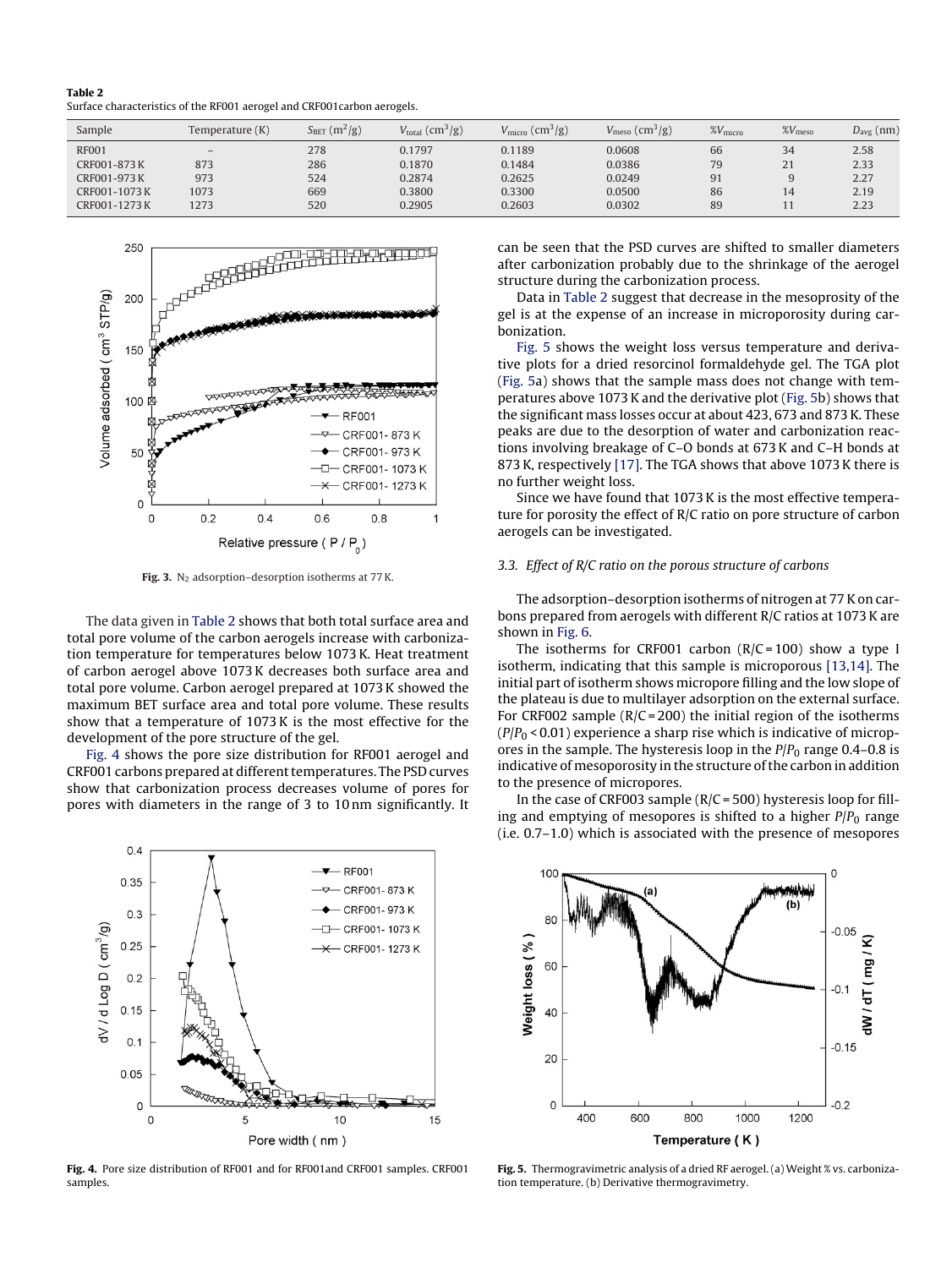**Table 2**
Surface characteristics of the RF001 aerogel and CRF001carbon aerogels.

| Sample | Temperature (K) | $S_{BET}$ ($m^2$/g) | $V_{total}$ ($cm^3$/g) | $V_{micro}$ ($cm^3$/g) | $V_{meso}$ ($cm^3$/g) | $\%V_{micro}$ | $\%V_{meso}$ | $D_{avg}$ (nm) |
|---|---|---|---|---|---|---|---|---|
| RF001 | – | 278 | 0.1797 | 0.1189 | 0.0608 | 66 | 34 | 2.58 |
| CRF001-873 K | 873 | 286 | 0.1870 | 0.1484 | 0.0386 | 79 | 21 | 2.33 |
| CRF001-973 K | 973 | 524 | 0.2874 | 0.2625 | 0.0249 | 91 | 9 | 2.27 |
| CRF001-1073 K | 1073 | 669 | 0.3800 | 0.3300 | 0.0500 | 86 | 14 | 2.19 |
| CRF001-1273 K | 1273 | 520 | 0.2905 | 0.2603 | 0.0302 | 89 | 11 | 2.23 |

**Fig. 3.** $N_2$ adsorption–desorption isotherms at 77 K.

The data given in Table 2 shows that both total surface area and total pore volume of the carbon aerogels increase with carbonization temperature for temperatures below 1073 K. Heat treatment of carbon aerogel above 1073 K decreases both surface area and total pore volume. Carbon aerogel prepared at 1073 K showed the maximum BET surface area and total pore volume. These results show that a temperature of 1073 K is the most effective for the development of the pore structure of the gel.

Fig. 4 shows the pore size distribution for RF001 aerogel and CRF001 carbons prepared at different temperatures. The PSD curves show that carbonization process decreases volume of pores for pores with diameters in the range of 3 to 10 nm significantly. It can be seen that the PSD curves are shifted to smaller diameters after carbonization probably due to the shrinkage of the aerogel structure during the carbonization process.

Data in Table 2 suggest that decrease in the mesoprosity of the gel is at the expense of an increase in microporosity during carbonization.

Fig. 5 shows the weight loss versus temperature and derivative plots for a dried resorcinol formaldehyde gel. The TGA plot (Fig. 5a) shows that the sample mass does not change with temperatures above 1073 K and the derivative plot (Fig. 5b) shows that the significant mass losses occur at about 423, 673 and 873 K. These peaks are due to the desorption of water and carbonization reactions involving breakage of C–O bonds at 673 K and C–H bonds at 873 K, respectively [17]. The TGA shows that above 1073 K there is no further weight loss.

Since we have found that 1073 K is the most effective temperature for porosity the effect of R/C ratio on pore structure of carbon aerogels can be investigated.

### 3.3. Effect of R/C ratio on the porous structure of carbons

The adsorption–desorption isotherms of nitrogen at 77 K on carbons prepared from aerogels with different R/C ratios at 1073 K are shown in Fig. 6.

The isotherms for CRF001 carbon (R/C = 100) show a type I isotherm, indicating that this sample is microporous [13,14]. The initial part of isotherm shows micropore filling and the low slope of the plateau is due to multilayer adsorption on the external surface. For CRF002 sample (R/C = 200) the initial region of the isotherms ($P/P_0 < 0.01$) experience a sharp rise which is indicative of micropores in the sample. The hysteresis loop in the $P/P_0$ range 0.4–0.8 is indicative of mesoporosity in the structure of the carbon in addition to the presence of micropores.

In the case of CRF003 sample (R/C = 500) hysteresis loop for filling and emptying of mesopores is shifted to a higher $P/P_0$ range (i.e. 0.7–1.0) which is associated with the presence of mesopores

**Fig. 4.** Pore size distribution of RF001 and for RF001and CRF001 samples. CRF001 samples.

**Fig. 5.** Thermogravimetric analysis of a dried RF aerogel. (a) Weight % vs. carbonization temperature. (b) Derivative thermogravimetry.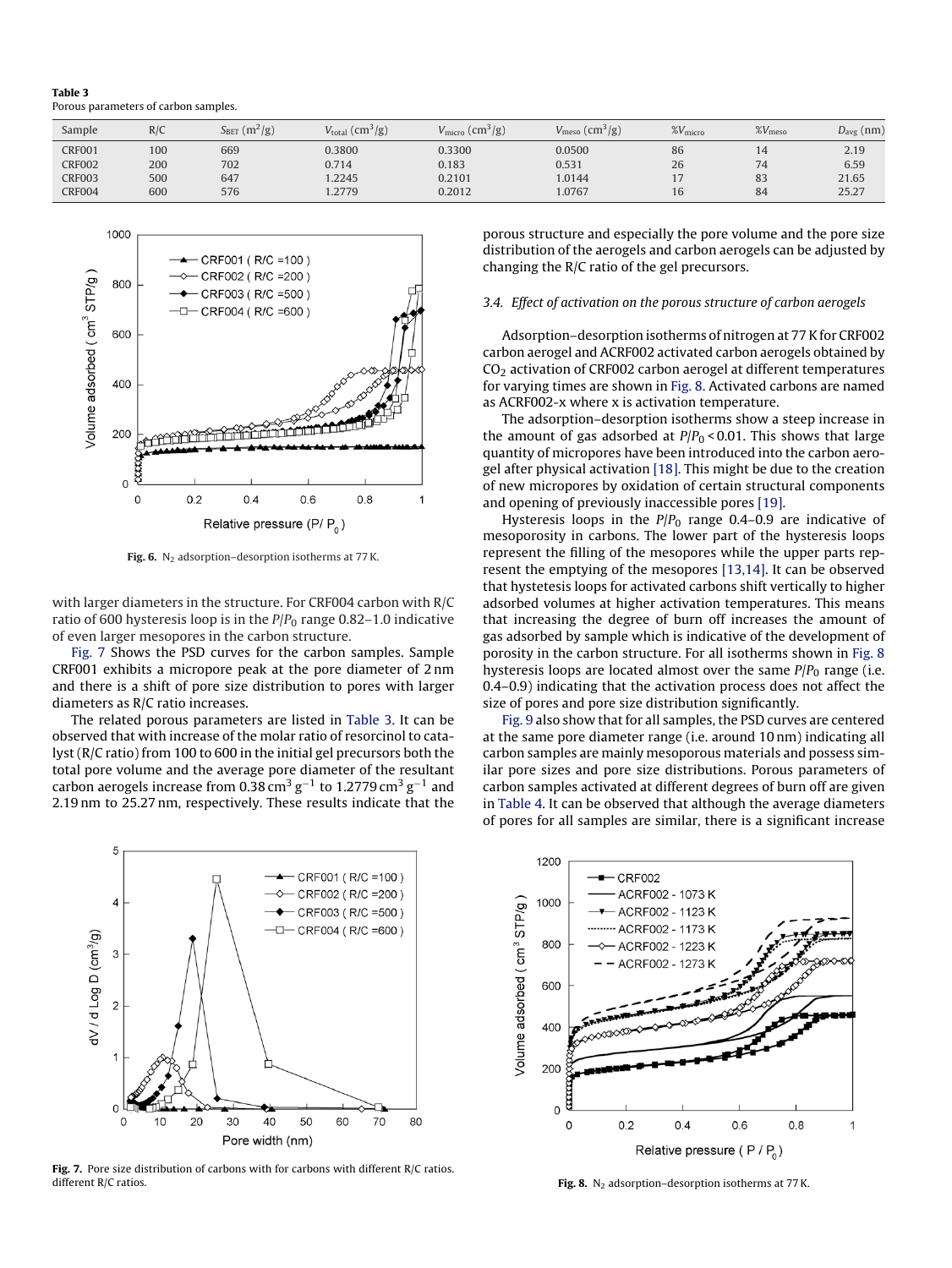**Table 3**
Porous parameters of carbon samples.

| Sample | R/C | $S_{BET}$ (m$^2$/g) | $V_{total}$ (cm$^3$/g) | $V_{micro}$ (cm$^3$/g) | $V_{meso}$ (cm$^3$/g) | $\%V_{micro}$ | $\%V_{meso}$ | $D_{avg}$ (nm) |
|---|---|---|---|---|---|---|---|---|
| CRF001 | 100 | 669 | 0.3800 | 0.3300 | 0.0500 | 86 | 14 | 2.19 |
| CRF002 | 200 | 702 | 0.714 | 0.183 | 0.531 | 26 | 74 | 6.59 |
| CRF003 | 500 | 647 | 1.2245 | 0.2101 | 1.0144 | 17 | 83 | 21.65 |
| CRF004 | 600 | 576 | 1.2779 | 0.2012 | 1.0767 | 16 | 84 | 25.27 |

**Fig. 6.** $N_2$ adsorption–desorption isotherms at 77 K.

with larger diameters in the structure. For CRF004 carbon with R/C ratio of 600 hysteresis loop is in the $P/P_0$ range 0.82–1.0 indicative of even larger mesopores in the carbon structure.

Fig. 7 Shows the PSD curves for the carbon samples. Sample CRF001 exhibits a micropore peak at the pore diameter of 2 nm and there is a shift of pore size distribution to pores with larger diameters as R/C ratio increases.

The related porous parameters are listed in Table 3. It can be observed that with increase of the molar ratio of resorcinol to catalyst (R/C ratio) from 100 to 600 in the initial gel precursors both the total pore volume and the average pore diameter of the resultant carbon aerogels increase from 0.38 cm$^3$ g$^{-1}$ to 1.2779 cm$^3$ g$^{-1}$ and 2.19 nm to 25.27 nm, respectively. These results indicate that the porous structure and especially the pore volume and the pore size distribution of the aerogels and carbon aerogels can be adjusted by changing the R/C ratio of the gel precursors.

### 3.4. Effect of activation on the porous structure of carbon aerogels

Adsorption–desorption isotherms of nitrogen at 77 K for CRF002 carbon aerogel and ACRF002 activated carbon aerogels obtained by $CO_2$ activation of CRF002 carbon aerogel at different temperatures for varying times are shown in Fig. 8. Activated carbons are named as ACRF002-x where x is activation temperature.

The adsorption–desorption isotherms show a steep increase in the amount of gas adsorbed at $P/P_0 < 0.01$. This shows that large quantity of micropores have been introduced into the carbon aerogel after physical activation [18]. This might be due to the creation of new micropores by oxidation of certain structural components and opening of previously inaccessible pores [19].

Hysteresis loops in the $P/P_0$ range 0.4–0.9 are indicative of mesoporosity in carbons. The lower part of the hysteresis loops represent the filling of the mesopores while the upper parts represent the emptying of the mesopores [13,14]. It can be observed that hystetesis loops for activated carbons shift vertically to higher adsorbed volumes at higher activation temperatures. This means that increasing the degree of burn off increases the amount of gas adsorbed by sample which is indicative of the development of porosity in the carbon structure. For all isotherms shown in Fig. 8 hysteresis loops are located almost over the same $P/P_0$ range (i.e. 0.4–0.9) indicating that the activation process does not affect the size of pores and pore size distribution significantly.

Fig. 9 also show that for all samples, the PSD curves are centered at the same pore diameter range (i.e. around 10 nm) indicating all carbon samples are mainly mesoporous materials and possess similar pore sizes and pore size distributions. Porous parameters of carbon samples activated at different degrees of burn off are given in Table 4. It can be observed that although the average diameters of pores for all samples are similar, there is a significant increase

**Fig. 7.** Pore size distribution of carbons with for carbons with different R/C ratios. different R/C ratios.

**Fig. 8.** $N_2$ adsorption–desorption isotherms at 77 K.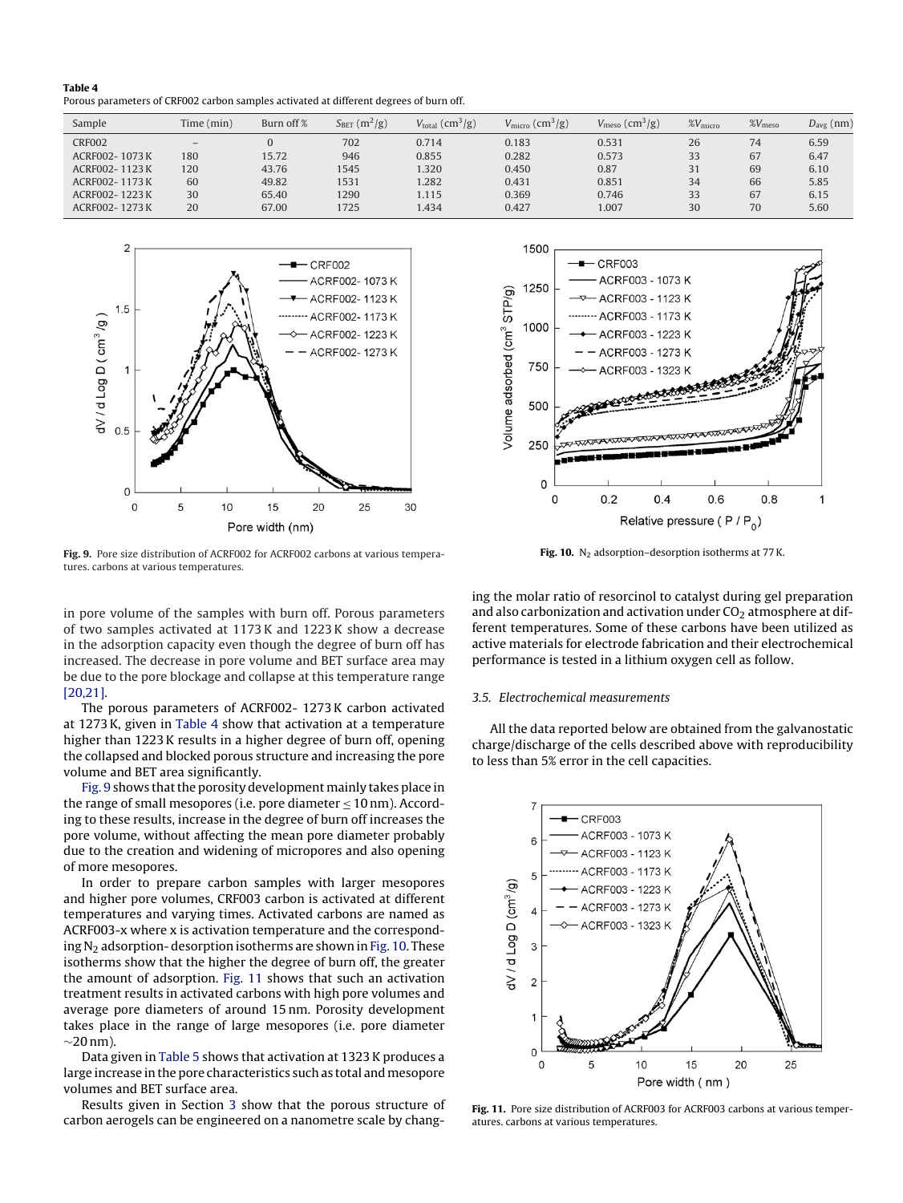**Table 4**
Porous parameters of CRF002 carbon samples activated at different degrees of burn off.

| Sample | Time (min) | Burn off % | $S_{BET}$ ($m^2$/g) | $V_{total}$ ($cm^3$/g) | $V_{micro}$ ($cm^3$/g) | $V_{meso}$ ($cm^3$/g) | $\%V_{micro}$ | $\%V_{meso}$ | $D_{avg}$ (nm) |
|---|---|---|---|---|---|---|---|---|---|
| CRF002 | – | 0 | 702 | 0.714 | 0.183 | 0.531 | 26 | 74 | 6.59 |
| ACRF002- 1073 K | 180 | 15.72 | 946 | 0.855 | 0.282 | 0.573 | 33 | 67 | 6.47 |
| ACRF002- 1123 K | 120 | 43.76 | 1545 | 1.320 | 0.450 | 0.87 | 31 | 69 | 6.10 |
| ACRF002- 1173 K | 60 | 49.82 | 1531 | 1.282 | 0.431 | 0.851 | 34 | 66 | 5.85 |
| ACRF002- 1223 K | 30 | 65.40 | 1290 | 1.115 | 0.369 | 0.746 | 33 | 67 | 6.15 |
| ACRF002- 1273 K | 20 | 67.00 | 1725 | 1.434 | 0.427 | 1.007 | 30 | 70 | 5.60 |

**Fig. 9.** Pore size distribution of ACRF002 for ACRF002 carbons at various temperatures. carbons at various temperatures.

**Fig. 10.** $N_2$ adsorption–desorption isotherms at 77 K.

in pore volume of the samples with burn off. Porous parameters of two samples activated at 1173 K and 1223 K show a decrease in the adsorption capacity even though the degree of burn off has increased. The decrease in pore volume and BET surface area may be due to the pore blockage and collapse at this temperature range [20,21].

The porous parameters of ACRF002- 1273 K carbon activated at 1273 K, given in Table 4 show that activation at a temperature higher than 1223 K results in a higher degree of burn off, opening the collapsed and blocked porous structure and increasing the pore volume and BET area significantly.

Fig. 9 shows that the porosity development mainly takes place in the range of small mesopores (i.e. pore diameter ≤ 10 nm). According to these results, increase in the degree of burn off increases the pore volume, without affecting the mean pore diameter probably due to the creation and widening of micropores and also opening of more mesopores.

In order to prepare carbon samples with larger mesopores and higher pore volumes, CRF003 carbon is activated at different temperatures and varying times. Activated carbons are named as ACRF003-x where x is activation temperature and the corresponding $N_2$ adsorption- desorption isotherms are shown in Fig. 10. These isotherms show that the higher the degree of burn off, the greater the amount of adsorption. Fig. 11 shows that such an activation treatment results in activated carbons with high pore volumes and average pore diameters of around 15 nm. Porosity development takes place in the range of large mesopores (i.e. pore diameter ~20 nm).

Data given in Table 5 shows that activation at 1323 K produces a large increase in the pore characteristics such as total and mesopore volumes and BET surface area.

Results given in Section 3 show that the porous structure of carbon aerogels can be engineered on a nanometre scale by changing the molar ratio of resorcinol to catalyst during gel preparation and also carbonization and activation under $CO_2$ atmosphere at different temperatures. Some of these carbons have been utilized as active materials for electrode fabrication and their electrochemical performance is tested in a lithium oxygen cell as follow.

### 3.5. Electrochemical measurements

All the data reported below are obtained from the galvanostatic charge/discharge of the cells described above with reproducibility to less than 5% error in the cell capacities.

**Fig. 11.** Pore size distribution of ACRF003 for ACRF003 carbons at various temperatures. carbons at various temperatures.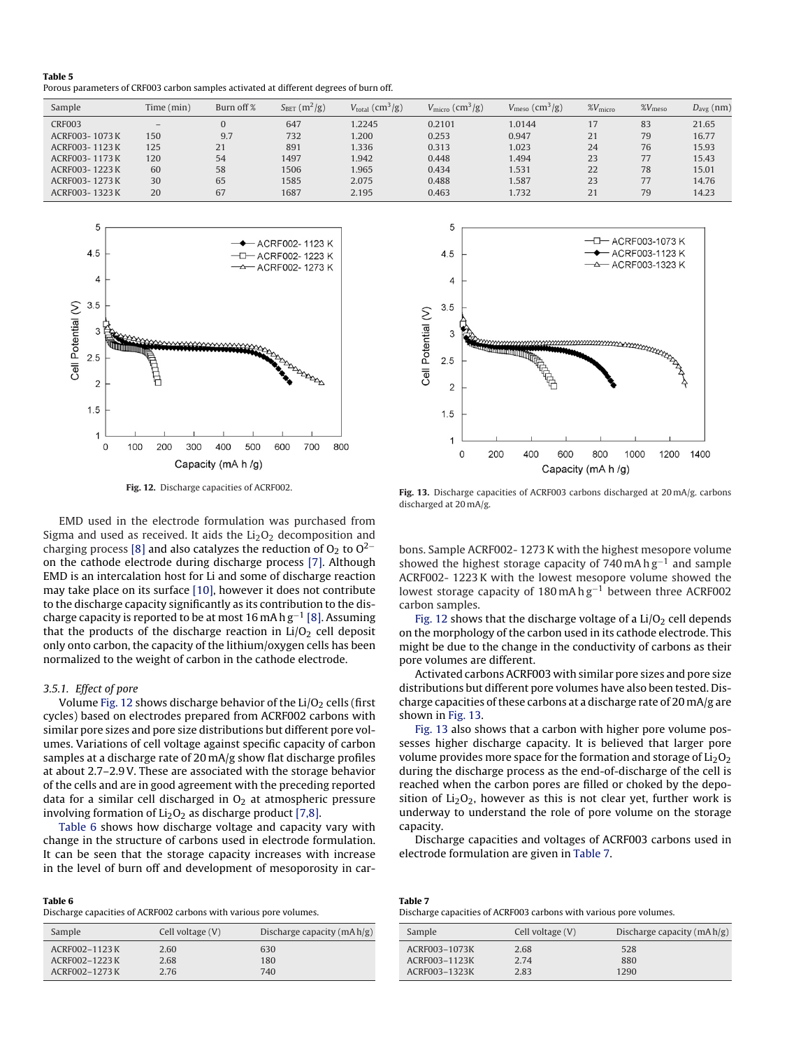**Table 5**
Porous parameters of CRF003 carbon samples activated at different degrees of burn off.

| Sample | Time (min) | Burn off % | $S_{BET}$ ($m^2$/g) | $V_{total}$ ($cm^3$/g) | $V_{micro}$ ($cm^3$/g) | $V_{meso}$ ($cm^3$/g) | $\%V_{micro}$ | $\%V_{meso}$ | $D_{avg}$ (nm) |
|---|---|---|---|---|---|---|---|---|---|
| CRF003 | – | 0 | 647 | 1.2245 | 0.2101 | 1.0144 | 17 | 83 | 21.65 |
| ACRF003- 1073 K | 150 | 9.7 | 732 | 1.200 | 0.253 | 0.947 | 21 | 79 | 16.77 |
| ACRF003- 1123 K | 125 | 21 | 891 | 1.336 | 0.313 | 1.023 | 24 | 76 | 15.93 |
| ACRF003- 1173 K | 120 | 54 | 1497 | 1.942 | 0.448 | 1.494 | 23 | 77 | 15.43 |
| ACRF003- 1223 K | 60 | 58 | 1506 | 1.965 | 0.434 | 1.531 | 22 | 78 | 15.01 |
| ACRF003- 1273 K | 30 | 65 | 1585 | 2.075 | 0.488 | 1.587 | 23 | 77 | 14.76 |
| ACRF003- 1323 K | 20 | 67 | 1687 | 2.195 | 0.463 | 1.732 | 21 | 79 | 14.23 |

**Fig. 12.** Discharge capacities of ACRF002.

**Fig. 13.** Discharge capacities of ACRF003 carbons discharged at 20 mA/g. carbons discharged at 20 mA/g.

EMD used in the electrode formulation was purchased from Sigma and used as received. It aids the $Li_2O_2$ decomposition and charging process [8] and also catalyzes the reduction of $O_2$ to $O^{2-}$ on the cathode electrode during discharge process [7]. Although EMD is an intercalation host for Li and some of discharge reaction may take place on its surface [10], however it does not contribute to the discharge capacity significantly as its contribution to the discharge capacity is reported to be at most 16 mA h $g^{-1}$ [8]. Assuming that the products of the discharge reaction in $Li/O_2$ cell deposit only onto carbon, the capacity of the lithium/oxygen cells has been normalized to the weight of carbon in the cathode electrode.

*3.5.1. Effect of pore*

Volume Fig. 12 shows discharge behavior of the $Li/O_2$ cells (first cycles) based on electrodes prepared from ACRF002 carbons with similar pore sizes and pore size distributions but different pore volumes. Variations of cell voltage against specific capacity of carbon samples at a discharge rate of 20 mA/g show flat discharge profiles at about 2.7–2.9 V. These are associated with the storage behavior of the cells and are in good agreement with the preceding reported data for a similar cell discharged in $O_2$ at atmospheric pressure involving formation of $Li_2O_2$ as discharge product [7,8].

Table 6 shows how discharge voltage and capacity vary with change in the structure of carbons used in electrode formulation. It can be seen that the storage capacity increases with increase in the level of burn off and development of mesoporosity in carbons. Sample ACRF002- 1273 K with the highest mesopore volume showed the highest storage capacity of 740 mA h $g^{-1}$ and sample ACRF002- 1223 K with the lowest mesopore volume showed the lowest storage capacity of 180 mA h $g^{-1}$ between three ACRF002 carbon samples.

Fig. 12 shows that the discharge voltage of a $Li/O_2$ cell depends on the morphology of the carbon used in its cathode electrode. This might be due to the change in the conductivity of carbons as their pore volumes are different.

Activated carbons ACRF003 with similar pore sizes and pore size distributions but different pore volumes have also been tested. Discharge capacities of these carbons at a discharge rate of 20 mA/g are shown in Fig. 13.

Fig. 13 also shows that a carbon with higher pore volume possesses higher discharge capacity. It is believed that larger pore volume provides more space for the formation and storage of $Li_2O_2$ during the discharge process as the end-of-discharge of the cell is reached when the carbon pores are filled or choked by the deposition of $Li_2O_2$, however as this is not clear yet, further work is underway to understand the role of pore volume on the storage capacity.

Discharge capacities and voltages of ACRF003 carbons used in electrode formulation are given in Table 7.

**Table 6**
Discharge capacities of ACRF002 carbons with various pore volumes.

| Sample | Cell voltage (V) | Discharge capacity (mA h/g) |
|---|---|---|
| ACRF002–1123 K | 2.60 | 630 |
| ACRF002–1223 K | 2.68 | 180 |
| ACRF002–1273 K | 2.76 | 740 |

**Table 7**
Discharge capacities of ACRF003 carbons with various pore volumes.

| Sample | Cell voltage (V) | Discharge capacity (mA h/g) |
|---|---|---|
| ACRF003–1073K | 2.68 | 528 |
| ACRF003–1123K | 2.74 | 880 |
| ACRF003–1323K | 2.83 | 1290 |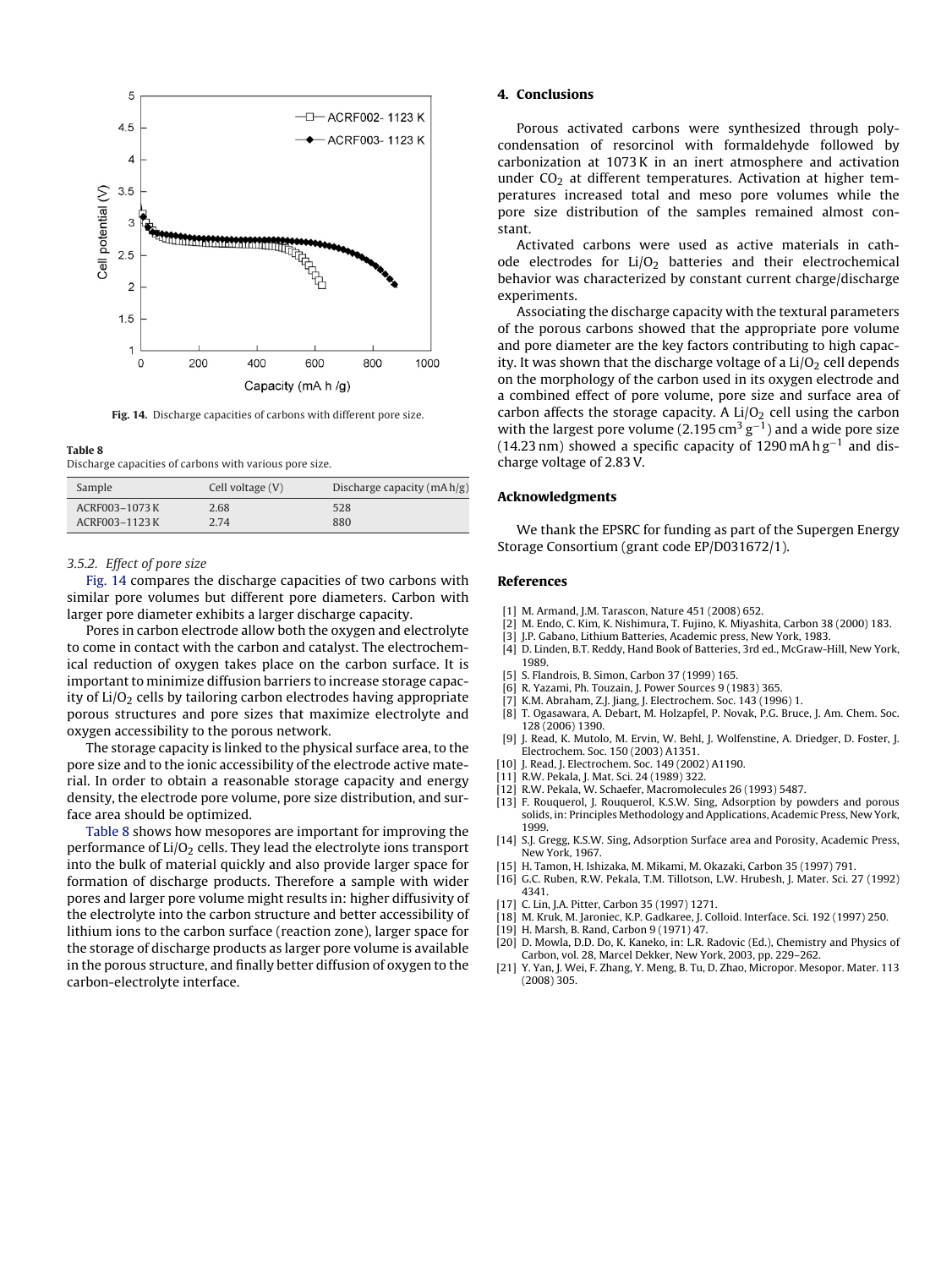Cell potential (V)

5
4.5
4
3.5
3
2.5
2
1.5
1

0 200 400 600 800 1000

Capacity (mA h /g)

ACRF002- 1123 K
ACRF003- 1123 K

**Fig. 14.** Discharge capacities of carbons with different pore size.

**Table 8**
Discharge capacities of carbons with various pore size.

| Sample | Cell voltage (V) | Discharge capacity (mA h/g) |
|---|---|---|
| ACRF003–1073 K | 2.68 | 528 |
| ACRF003–1123 K | 2.74 | 880 |

### 3.5.2. Effect of pore size

Fig. 14 compares the discharge capacities of two carbons with similar pore volumes but different pore diameters. Carbon with larger pore diameter exhibits a larger discharge capacity.

Pores in carbon electrode allow both the oxygen and electrolyte to come in contact with the carbon and catalyst. The electrochemical reduction of oxygen takes place on the carbon surface. It is important to minimize diffusion barriers to increase storage capacity of $Li/O_2$ cells by tailoring carbon electrodes having appropriate porous structures and pore sizes that maximize electrolyte and oxygen accessibility to the porous network.

The storage capacity is linked to the physical surface area, to the pore size and to the ionic accessibility of the electrode active material. In order to obtain a reasonable storage capacity and energy density, the electrode pore volume, pore size distribution, and surface area should be optimized.

Table 8 shows how mesopores are important for improving the performance of $Li/O_2$ cells. They lead the electrolyte ions transport into the bulk of material quickly and also provide larger space for formation of discharge products. Therefore a sample with wider pores and larger pore volume might results in: higher diffusivity of the electrolyte into the carbon structure and better accessibility of lithium ions to the carbon surface (reaction zone), larger space for the storage of discharge products as larger pore volume is available in the porous structure, and finally better diffusion of oxygen to the carbon-electrolyte interface.

## 4. Conclusions

Porous activated carbons were synthesized through polycondensation of resorcinol with formaldehyde followed by carbonization at 1073 K in an inert atmosphere and activation under $CO_2$ at different temperatures. Activation at higher temperatures increased total and meso pore volumes while the pore size distribution of the samples remained almost constant.

Activated carbons were used as active materials in cathode electrodes for $Li/O_2$ batteries and their electrochemical behavior was characterized by constant current charge/discharge experiments.

Associating the discharge capacity with the textural parameters of the porous carbons showed that the appropriate pore volume and pore diameter are the key factors contributing to high capacity. It was shown that the discharge voltage of a $Li/O_2$ cell depends on the morphology of the carbon used in its oxygen electrode and a combined effect of pore volume, pore size and surface area of carbon affects the storage capacity. A $Li/O_2$ cell using the carbon with the largest pore volume (2.195 $cm^3\,g^{-1}$) and a wide pore size (14.23 nm) showed a specific capacity of 1290 $mA\,h\,g^{-1}$ and discharge voltage of 2.83 V.

## Acknowledgments

We thank the EPSRC for funding as part of the Supergen Energy Storage Consortium (grant code EP/D031672/1).

## References

[1] M. Armand, J.M. Tarascon, Nature 451 (2008) 652.
[2] M. Endo, C. Kim, K. Nishimura, T. Fujino, K. Miyashita, Carbon 38 (2000) 183.
[3] J.P. Gabano, Lithium Batteries, Academic press, New York, 1983.
[4] D. Linden, B.T. Reddy, Hand Book of Batteries, 3rd ed., McGraw-Hill, New York, 1989.
[5] S. Flandrois, B. Simon, Carbon 37 (1999) 165.
[6] R. Yazami, Ph. Touzain, J. Power Sources 9 (1983) 365.
[7] K.M. Abraham, Z.J. Jiang, J. Electrochem. Soc. 143 (1996) 1.
[8] T. Ogasawara, A. Debart, M. Holzapfel, P. Novak, P.G. Bruce, J. Am. Chem. Soc. 128 (2006) 1390.
[9] J. Read, K. Mutolo, M. Ervin, W. Behl, J. Wolfenstine, A. Driedger, D. Foster, J. Electrochem. Soc. 150 (2003) A1351.
[10] J. Read, J. Electrochem. Soc. 149 (2002) A1190.
[11] R.W. Pekala, J. Mat. Sci. 24 (1989) 322.
[12] R.W. Pekala, W. Schaefer, Macromolecules 26 (1993) 5487.
[13] F. Rouquerol, J. Rouquerol, K.S.W. Sing, Adsorption by powders and porous solids, in: Principles Methodology and Applications, Academic Press, New York, 1999.
[14] S.J. Gregg, K.S.W. Sing, Adsorption Surface area and Porosity, Academic Press, New York, 1967.
[15] H. Tamon, H. Ishizaka, M. Mikami, M. Okazaki, Carbon 35 (1997) 791.
[16] G.C. Ruben, R.W. Pekala, T.M. Tillotson, L.W. Hrubesh, J. Mater. Sci. 27 (1992) 4341.
[17] C. Lin, J.A. Pitter, Carbon 35 (1997) 1271.
[18] M. Kruk, M. Jaroniec, K.P. Gadkaree, J. Colloid. Interface. Sci. 192 (1997) 250.
[19] H. Marsh, B. Rand, Carbon 9 (1971) 47.
[20] D. Mowla, D.D. Do, K. Kaneko, in: L.R. Radovic (Ed.), Chemistry and Physics of Carbon, vol. 28, Marcel Dekker, New York, 2003, pp. 229–262.
[21] Y. Yan, J. Wei, F. Zhang, Y. Meng, B. Tu, D. Zhao, Micropor. Mesopor. Mater. 113 (2008) 305.